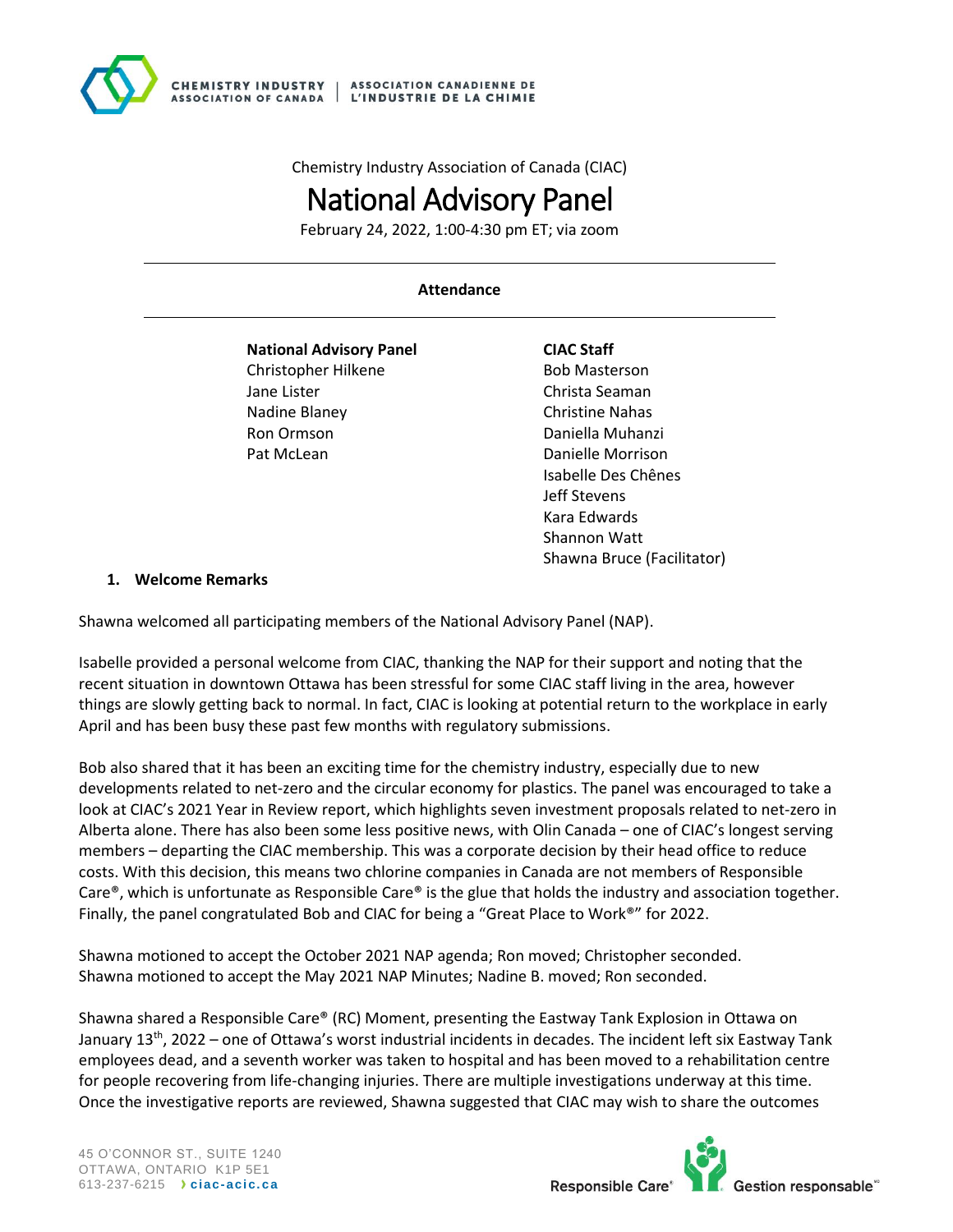Chemistry Industry Association of Canada (CIAC)

# National Advisory Panel

February 24, 2022, 1:00-4:30 pm ET; via zoom

---

**Attendance**

---

| **National Advisory Panel** | **CIAC Staff** |
| --- | --- |
| Christopher Hilkene | Bob Masterson |
| Jane Lister | Christa Seaman |
| Nadine Blaney | Christine Nahas |
| Ron Ormson | Daniella Muhanzi |
| Pat McLean | Danielle Morrison |
| | Isabelle Des Chênes |
| | Jeff Stevens |
| | Kara Edwards |
| | Shannon Watt |
| | Shawna Bruce (Facilitator) |

## 1. Welcome Remarks

Shawna welcomed all participating members of the National Advisory Panel (NAP).

Isabelle provided a personal welcome from CIAC, thanking the NAP for their support and noting that the recent situation in downtown Ottawa has been stressful for some CIAC staff living in the area, however things are slowly getting back to normal. In fact, CIAC is looking at potential return to the workplace in early April and has been busy these past few months with regulatory submissions.

Bob also shared that it has been an exciting time for the chemistry industry, especially due to new developments related to net-zero and the circular economy for plastics. The panel was encouraged to take a look at CIAC's 2021 Year in Review report, which highlights seven investment proposals related to net-zero in Alberta alone. There has also been some less positive news, with Olin Canada – one of CIAC's longest serving members – departing the CIAC membership. This was a corporate decision by their head office to reduce costs. With this decision, this means two chlorine companies in Canada are not members of Responsible Care®, which is unfortunate as Responsible Care® is the glue that holds the industry and association together. Finally, the panel congratulated Bob and CIAC for being a "Great Place to Work®" for 2022.

Shawna motioned to accept the October 2021 NAP agenda; Ron moved; Christopher seconded.
Shawna motioned to accept the May 2021 NAP Minutes; Nadine B. moved; Ron seconded.

Shawna shared a Responsible Care® (RC) Moment, presenting the Eastway Tank Explosion in Ottawa on January 13th, 2022 – one of Ottawa's worst industrial incidents in decades. The incident left six Eastway Tank employees dead, and a seventh worker was taken to hospital and has been moved to a rehabilitation centre for people recovering from life-changing injuries. There are multiple investigations underway at this time. Once the investigative reports are reviewed, Shawna suggested that CIAC may wish to share the outcomes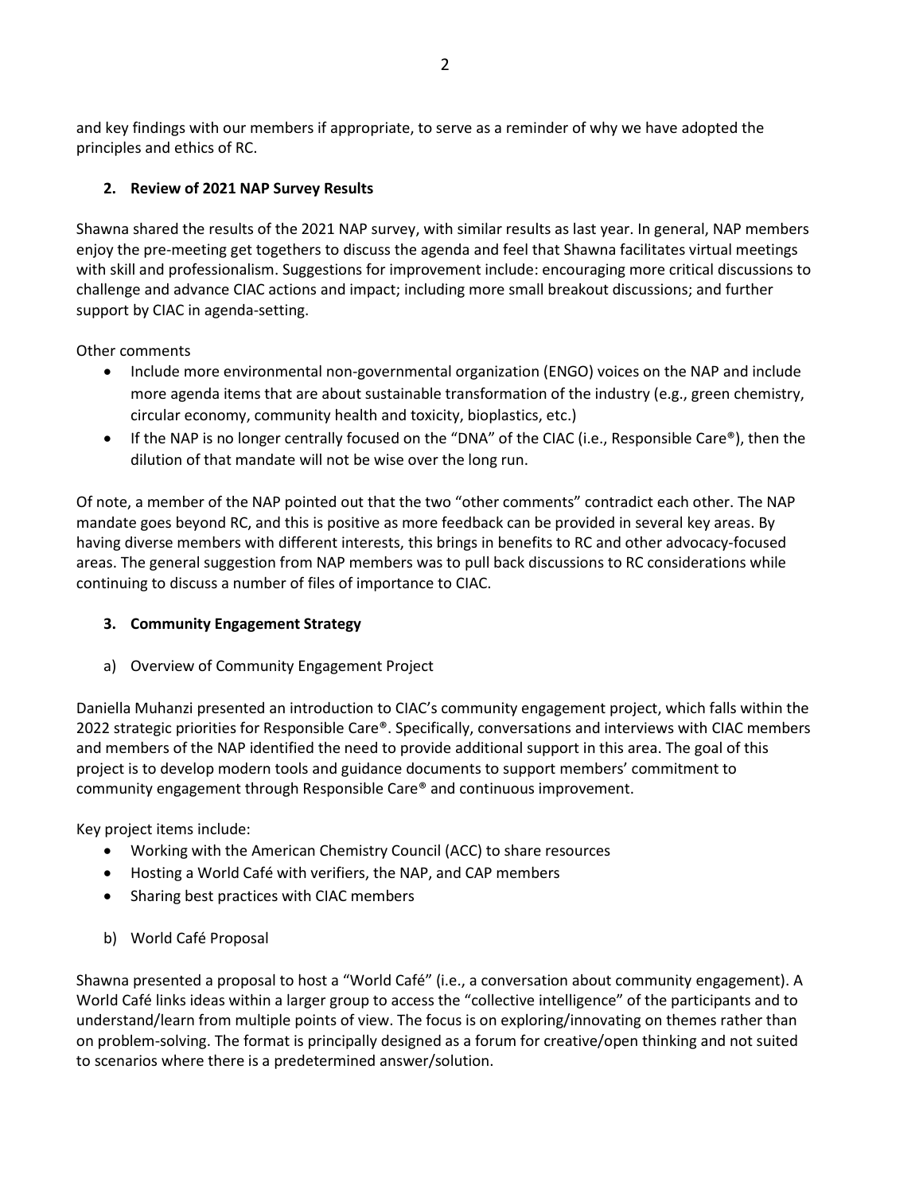and key findings with our members if appropriate, to serve as a reminder of why we have adopted the principles and ethics of RC.

**2. Review of 2021 NAP Survey Results**

Shawna shared the results of the 2021 NAP survey, with similar results as last year. In general, NAP members enjoy the pre-meeting get togethers to discuss the agenda and feel that Shawna facilitates virtual meetings with skill and professionalism. Suggestions for improvement include: encouraging more critical discussions to challenge and advance CIAC actions and impact; including more small breakout discussions; and further support by CIAC in agenda-setting.

Other comments

- Include more environmental non-governmental organization (ENGO) voices on the NAP and include more agenda items that are about sustainable transformation of the industry (e.g., green chemistry, circular economy, community health and toxicity, bioplastics, etc.)
- If the NAP is no longer centrally focused on the "DNA" of the CIAC (i.e., Responsible Care®), then the dilution of that mandate will not be wise over the long run.

Of note, a member of the NAP pointed out that the two "other comments" contradict each other. The NAP mandate goes beyond RC, and this is positive as more feedback can be provided in several key areas. By having diverse members with different interests, this brings in benefits to RC and other advocacy-focused areas. The general suggestion from NAP members was to pull back discussions to RC considerations while continuing to discuss a number of files of importance to CIAC.

**3. Community Engagement Strategy**

a) Overview of Community Engagement Project

Daniella Muhanzi presented an introduction to CIAC's community engagement project, which falls within the 2022 strategic priorities for Responsible Care®. Specifically, conversations and interviews with CIAC members and members of the NAP identified the need to provide additional support in this area. The goal of this project is to develop modern tools and guidance documents to support members' commitment to community engagement through Responsible Care® and continuous improvement.

Key project items include:

- Working with the American Chemistry Council (ACC) to share resources
- Hosting a World Café with verifiers, the NAP, and CAP members
- Sharing best practices with CIAC members

b) World Café Proposal

Shawna presented a proposal to host a "World Café" (i.e., a conversation about community engagement). A World Café links ideas within a larger group to access the "collective intelligence" of the participants and to understand/learn from multiple points of view. The focus is on exploring/innovating on themes rather than on problem-solving. The format is principally designed as a forum for creative/open thinking and not suited to scenarios where there is a predetermined answer/solution.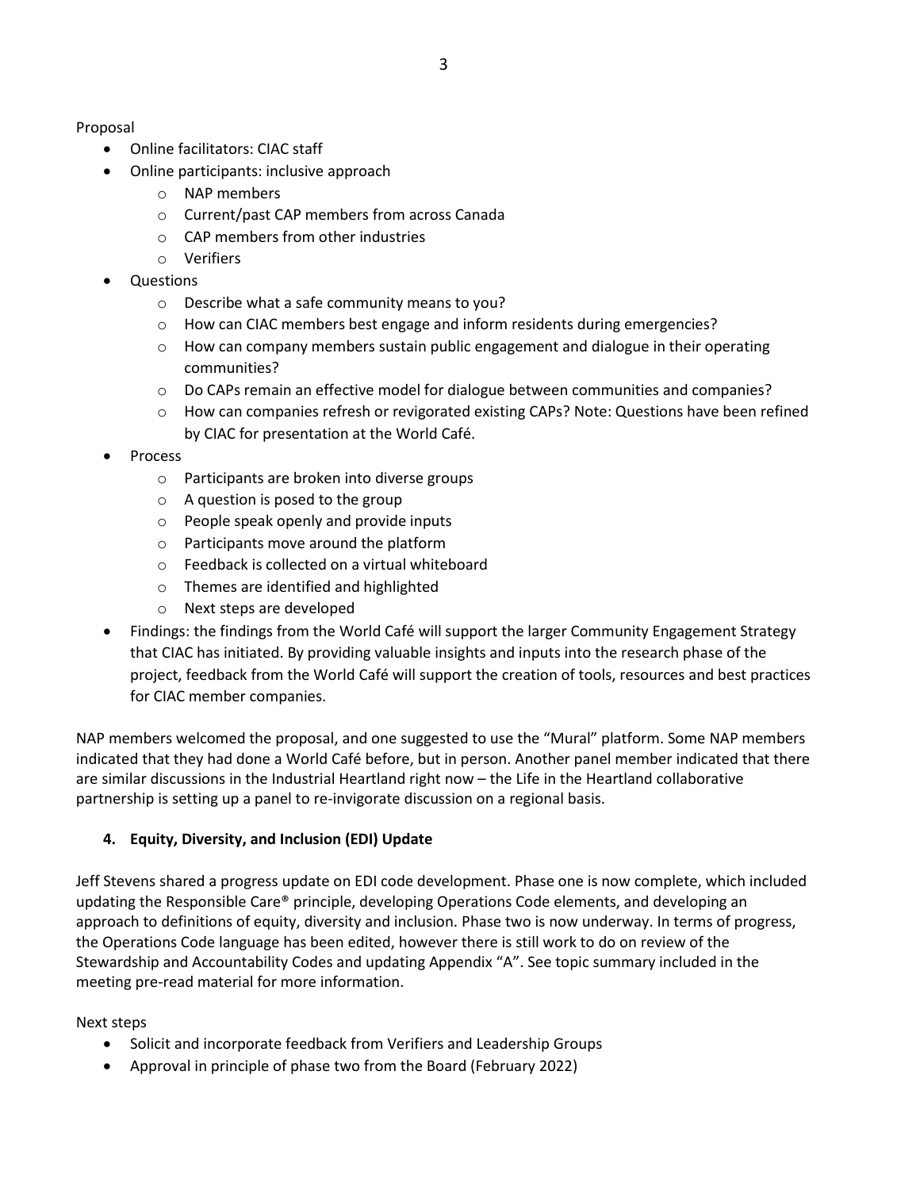Proposal

- Online facilitators: CIAC staff
- Online participants: inclusive approach
  - NAP members
  - Current/past CAP members from across Canada
  - CAP members from other industries
  - Verifiers
- Questions
  - Describe what a safe community means to you?
  - How can CIAC members best engage and inform residents during emergencies?
  - How can company members sustain public engagement and dialogue in their operating communities?
  - Do CAPs remain an effective model for dialogue between communities and companies?
  - How can companies refresh or revigorated existing CAPs? Note: Questions have been refined by CIAC for presentation at the World Café.
- Process
  - Participants are broken into diverse groups
  - A question is posed to the group
  - People speak openly and provide inputs
  - Participants move around the platform
  - Feedback is collected on a virtual whiteboard
  - Themes are identified and highlighted
  - Next steps are developed
- Findings: the findings from the World Café will support the larger Community Engagement Strategy that CIAC has initiated. By providing valuable insights and inputs into the research phase of the project, feedback from the World Café will support the creation of tools, resources and best practices for CIAC member companies.

NAP members welcomed the proposal, and one suggested to use the "Mural" platform. Some NAP members indicated that they had done a World Café before, but in person. Another panel member indicated that there are similar discussions in the Industrial Heartland right now – the Life in the Heartland collaborative partnership is setting up a panel to re-invigorate discussion on a regional basis.

## 4. Equity, Diversity, and Inclusion (EDI) Update

Jeff Stevens shared a progress update on EDI code development. Phase one is now complete, which included updating the Responsible Care® principle, developing Operations Code elements, and developing an approach to definitions of equity, diversity and inclusion. Phase two is now underway. In terms of progress, the Operations Code language has been edited, however there is still work to do on review of the Stewardship and Accountability Codes and updating Appendix "A". See topic summary included in the meeting pre-read material for more information.

Next steps

- Solicit and incorporate feedback from Verifiers and Leadership Groups
- Approval in principle of phase two from the Board (February 2022)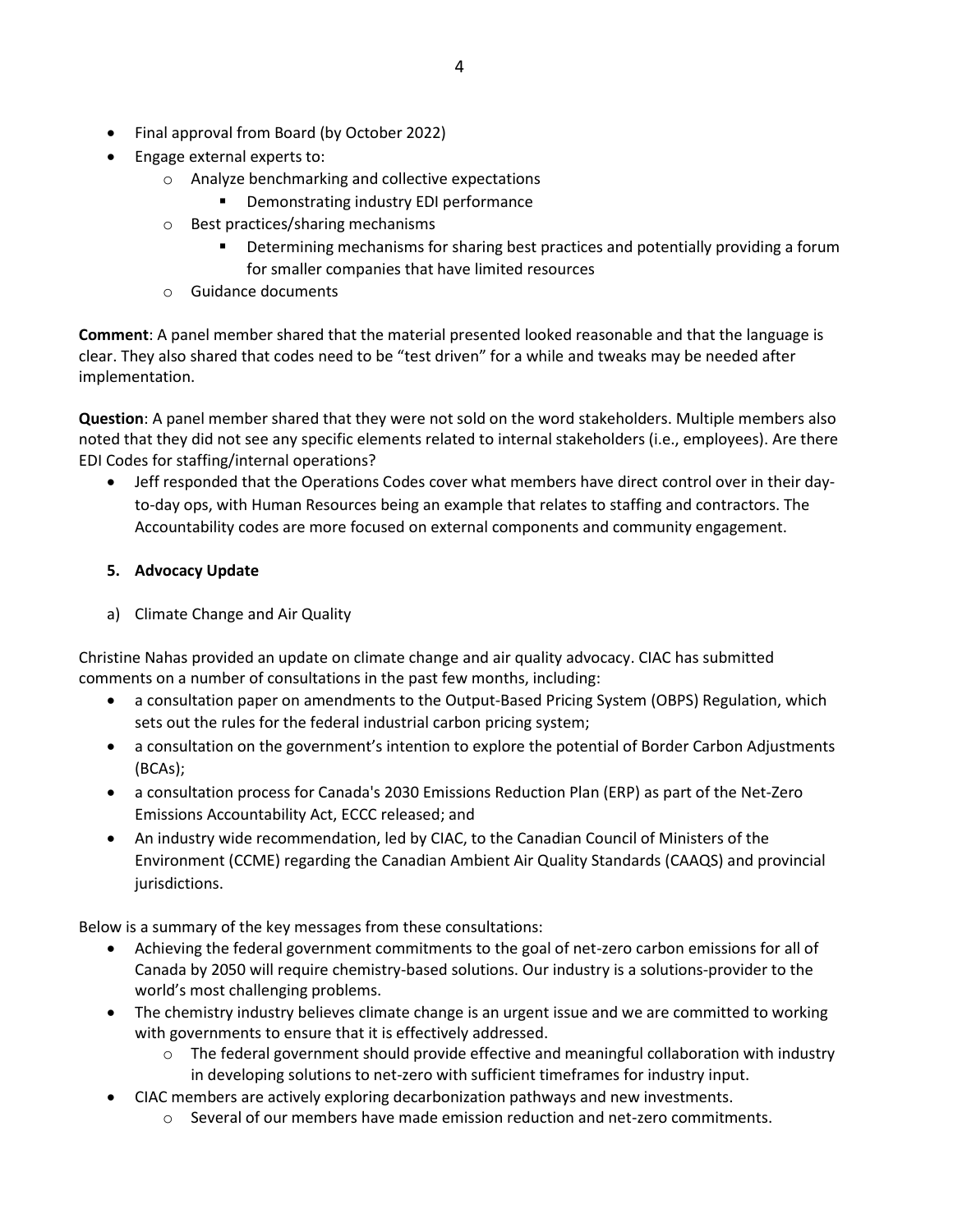- Final approval from Board (by October 2022)
- Engage external experts to:
    - Analyze benchmarking and collective expectations
        - Demonstrating industry EDI performance
    - Best practices/sharing mechanisms
        - Determining mechanisms for sharing best practices and potentially providing a forum for smaller companies that have limited resources
    - Guidance documents

**Comment**: A panel member shared that the material presented looked reasonable and that the language is clear. They also shared that codes need to be "test driven" for a while and tweaks may be needed after implementation.

**Question**: A panel member shared that they were not sold on the word stakeholders. Multiple members also noted that they did not see any specific elements related to internal stakeholders (i.e., employees). Are there EDI Codes for staffing/internal operations?

- Jeff responded that the Operations Codes cover what members have direct control over in their day-to-day ops, with Human Resources being an example that relates to staffing and contractors. The Accountability codes are more focused on external components and community engagement.

**5. Advocacy Update**

a) Climate Change and Air Quality

Christine Nahas provided an update on climate change and air quality advocacy. CIAC has submitted comments on a number of consultations in the past few months, including:

- a consultation paper on amendments to the Output-Based Pricing System (OBPS) Regulation, which sets out the rules for the federal industrial carbon pricing system;
- a consultation on the government's intention to explore the potential of Border Carbon Adjustments (BCAs);
- a consultation process for Canada's 2030 Emissions Reduction Plan (ERP) as part of the Net-Zero Emissions Accountability Act, ECCC released; and
- An industry wide recommendation, led by CIAC, to the Canadian Council of Ministers of the Environment (CCME) regarding the Canadian Ambient Air Quality Standards (CAAQS) and provincial jurisdictions.

Below is a summary of the key messages from these consultations:

- Achieving the federal government commitments to the goal of net-zero carbon emissions for all of Canada by 2050 will require chemistry-based solutions. Our industry is a solutions-provider to the world's most challenging problems.
- The chemistry industry believes climate change is an urgent issue and we are committed to working with governments to ensure that it is effectively addressed.
    - The federal government should provide effective and meaningful collaboration with industry in developing solutions to net-zero with sufficient timeframes for industry input.
- CIAC members are actively exploring decarbonization pathways and new investments.
    - Several of our members have made emission reduction and net-zero commitments.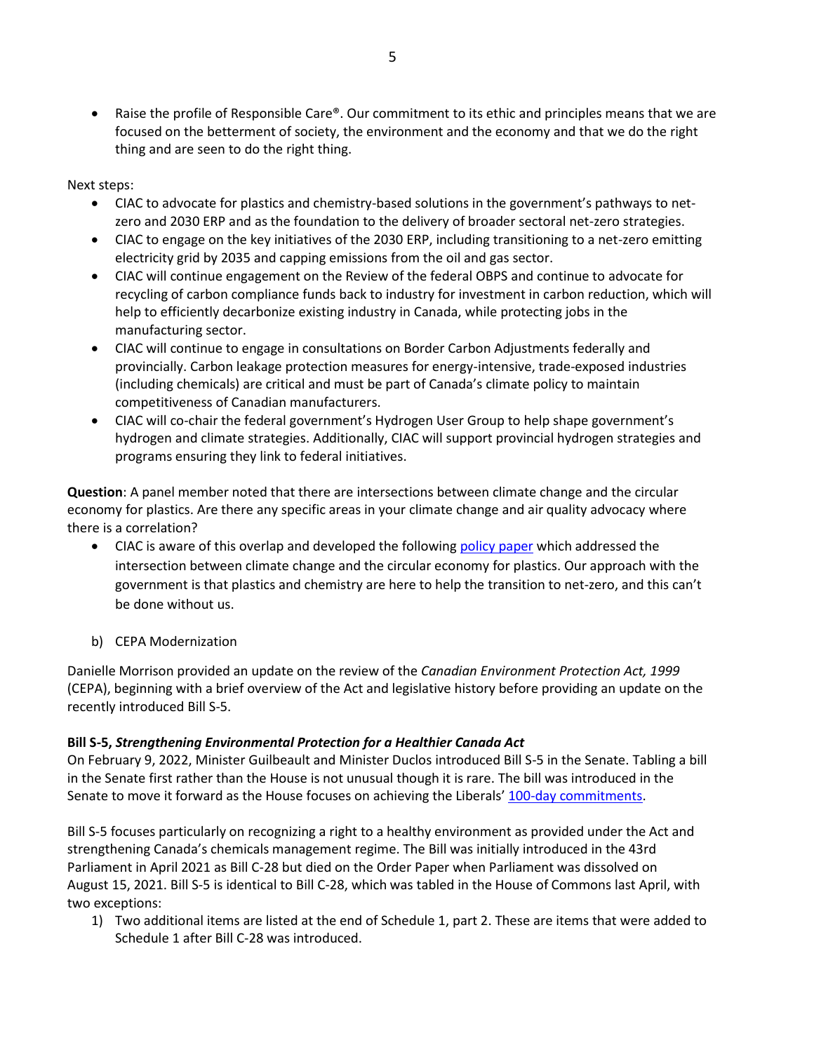- Raise the profile of Responsible Care®. Our commitment to its ethic and principles means that we are focused on the betterment of society, the environment and the economy and that we do the right thing and are seen to do the right thing.

Next steps:

- CIAC to advocate for plastics and chemistry-based solutions in the government's pathways to net-zero and 2030 ERP and as the foundation to the delivery of broader sectoral net-zero strategies.
- CIAC to engage on the key initiatives of the 2030 ERP, including transitioning to a net-zero emitting electricity grid by 2035 and capping emissions from the oil and gas sector.
- CIAC will continue engagement on the Review of the federal OBPS and continue to advocate for recycling of carbon compliance funds back to industry for investment in carbon reduction, which will help to efficiently decarbonize existing industry in Canada, while protecting jobs in the manufacturing sector.
- CIAC will continue to engage in consultations on Border Carbon Adjustments federally and provincially. Carbon leakage protection measures for energy-intensive, trade-exposed industries (including chemicals) are critical and must be part of Canada's climate policy to maintain competitiveness of Canadian manufacturers.
- CIAC will co-chair the federal government's Hydrogen User Group to help shape government's hydrogen and climate strategies. Additionally, CIAC will support provincial hydrogen strategies and programs ensuring they link to federal initiatives.

**Question**: A panel member noted that there are intersections between climate change and the circular economy for plastics. Are there any specific areas in your climate change and air quality advocacy where there is a correlation?

- CIAC is aware of this overlap and developed the following policy paper which addressed the intersection between climate change and the circular economy for plastics. Our approach with the government is that plastics and chemistry are here to help the transition to net-zero, and this can't be done without us.

b) CEPA Modernization

Danielle Morrison provided an update on the review of the *Canadian Environment Protection Act, 1999* (CEPA), beginning with a brief overview of the Act and legislative history before providing an update on the recently introduced Bill S-5.

**Bill S-5, *Strengthening Environmental Protection for a Healthier Canada Act***

On February 9, 2022, Minister Guilbeault and Minister Duclos introduced Bill S-5 in the Senate. Tabling a bill in the Senate first rather than the House is not unusual though it is rare. The bill was introduced in the Senate to move it forward as the House focuses on achieving the Liberals' 100-day commitments.

Bill S-5 focuses particularly on recognizing a right to a healthy environment as provided under the Act and strengthening Canada's chemicals management regime. The Bill was initially introduced in the 43rd Parliament in April 2021 as Bill C-28 but died on the Order Paper when Parliament was dissolved on August 15, 2021. Bill S-5 is identical to Bill C-28, which was tabled in the House of Commons last April, with two exceptions:

1) Two additional items are listed at the end of Schedule 1, part 2. These are items that were added to Schedule 1 after Bill C-28 was introduced.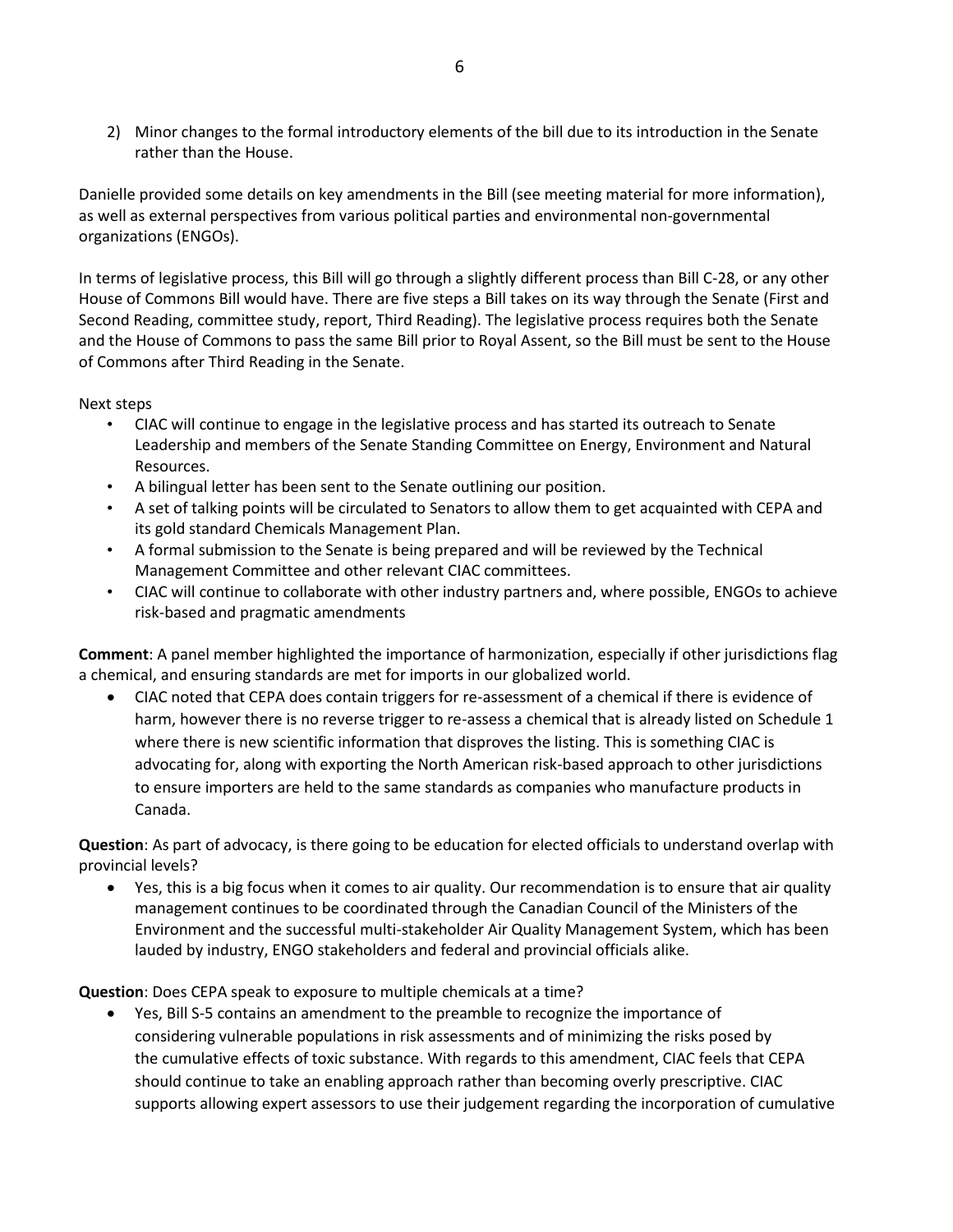2) Minor changes to the formal introductory elements of the bill due to its introduction in the Senate rather than the House.

Danielle provided some details on key amendments in the Bill (see meeting material for more information), as well as external perspectives from various political parties and environmental non-governmental organizations (ENGOs).

In terms of legislative process, this Bill will go through a slightly different process than Bill C-28, or any other House of Commons Bill would have. There are five steps a Bill takes on its way through the Senate (First and Second Reading, committee study, report, Third Reading). The legislative process requires both the Senate and the House of Commons to pass the same Bill prior to Royal Assent, so the Bill must be sent to the House of Commons after Third Reading in the Senate.

Next steps

- CIAC will continue to engage in the legislative process and has started its outreach to Senate Leadership and members of the Senate Standing Committee on Energy, Environment and Natural Resources.
- A bilingual letter has been sent to the Senate outlining our position.
- A set of talking points will be circulated to Senators to allow them to get acquainted with CEPA and its gold standard Chemicals Management Plan.
- A formal submission to the Senate is being prepared and will be reviewed by the Technical Management Committee and other relevant CIAC committees.
- CIAC will continue to collaborate with other industry partners and, where possible, ENGOs to achieve risk-based and pragmatic amendments

**Comment**: A panel member highlighted the importance of harmonization, especially if other jurisdictions flag a chemical, and ensuring standards are met for imports in our globalized world.

- CIAC noted that CEPA does contain triggers for re-assessment of a chemical if there is evidence of harm, however there is no reverse trigger to re-assess a chemical that is already listed on Schedule 1 where there is new scientific information that disproves the listing. This is something CIAC is advocating for, along with exporting the North American risk-based approach to other jurisdictions to ensure importers are held to the same standards as companies who manufacture products in Canada.

**Question**: As part of advocacy, is there going to be education for elected officials to understand overlap with provincial levels?

- Yes, this is a big focus when it comes to air quality. Our recommendation is to ensure that air quality management continues to be coordinated through the Canadian Council of the Ministers of the Environment and the successful multi-stakeholder Air Quality Management System, which has been lauded by industry, ENGO stakeholders and federal and provincial officials alike.

**Question**: Does CEPA speak to exposure to multiple chemicals at a time?

- Yes, Bill S-5 contains an amendment to the preamble to recognize the importance of considering vulnerable populations in risk assessments and of minimizing the risks posed by the cumulative effects of toxic substance. With regards to this amendment, CIAC feels that CEPA should continue to take an enabling approach rather than becoming overly prescriptive. CIAC supports allowing expert assessors to use their judgement regarding the incorporation of cumulative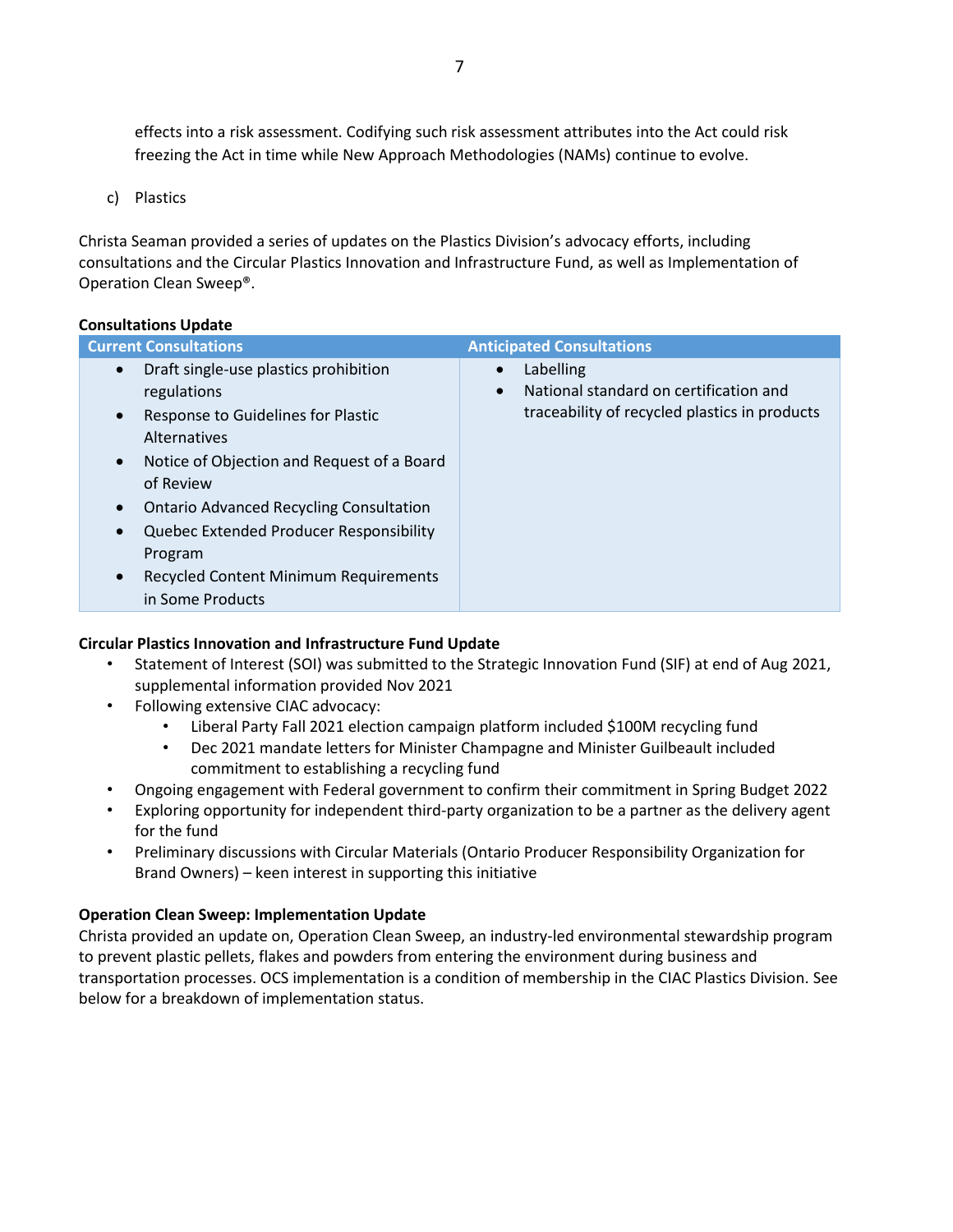effects into a risk assessment. Codifying such risk assessment attributes into the Act could risk freezing the Act in time while New Approach Methodologies (NAMs) continue to evolve.

c) Plastics

Christa Seaman provided a series of updates on the Plastics Division's advocacy efforts, including consultations and the Circular Plastics Innovation and Infrastructure Fund, as well as Implementation of Operation Clean Sweep®.

**Consultations Update**

| Current Consultations | Anticipated Consultations |
|---|---|
| • Draft single-use plastics prohibition regulations<br>• Response to Guidelines for Plastic Alternatives<br>• Notice of Objection and Request of a Board of Review<br>• Ontario Advanced Recycling Consultation<br>• Quebec Extended Producer Responsibility Program<br>• Recycled Content Minimum Requirements in Some Products | • Labelling<br>• National standard on certification and traceability of recycled plastics in products |

**Circular Plastics Innovation and Infrastructure Fund Update**

- Statement of Interest (SOI) was submitted to the Strategic Innovation Fund (SIF) at end of Aug 2021, supplemental information provided Nov 2021
- Following extensive CIAC advocacy:
  - Liberal Party Fall 2021 election campaign platform included $100M recycling fund
  - Dec 2021 mandate letters for Minister Champagne and Minister Guilbeault included commitment to establishing a recycling fund
- Ongoing engagement with Federal government to confirm their commitment in Spring Budget 2022
- Exploring opportunity for independent third-party organization to be a partner as the delivery agent for the fund
- Preliminary discussions with Circular Materials (Ontario Producer Responsibility Organization for Brand Owners) – keen interest in supporting this initiative

**Operation Clean Sweep: Implementation Update**

Christa provided an update on, Operation Clean Sweep, an industry-led environmental stewardship program to prevent plastic pellets, flakes and powders from entering the environment during business and transportation processes. OCS implementation is a condition of membership in the CIAC Plastics Division. See below for a breakdown of implementation status.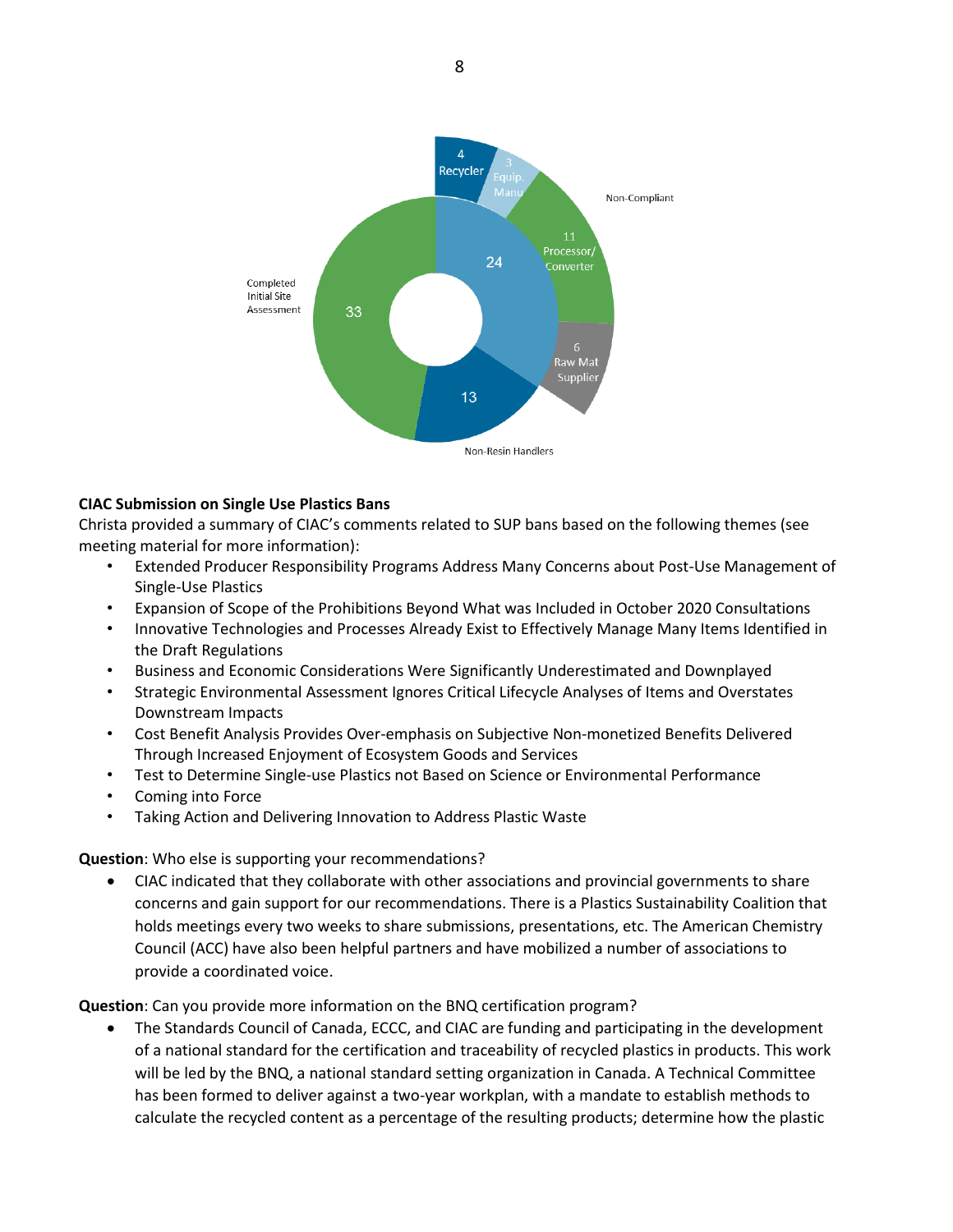**CIAC Submission on Single Use Plastics Bans**

Christa provided a summary of CIAC's comments related to SUP bans based on the following themes (see meeting material for more information):

- Extended Producer Responsibility Programs Address Many Concerns about Post-Use Management of Single-Use Plastics
- Expansion of Scope of the Prohibitions Beyond What was Included in October 2020 Consultations
- Innovative Technologies and Processes Already Exist to Effectively Manage Many Items Identified in the Draft Regulations
- Business and Economic Considerations Were Significantly Underestimated and Downplayed
- Strategic Environmental Assessment Ignores Critical Lifecycle Analyses of Items and Overstates Downstream Impacts
- Cost Benefit Analysis Provides Over-emphasis on Subjective Non-monetized Benefits Delivered Through Increased Enjoyment of Ecosystem Goods and Services
- Test to Determine Single-use Plastics not Based on Science or Environmental Performance
- Coming into Force
- Taking Action and Delivering Innovation to Address Plastic Waste

**Question**: Who else is supporting your recommendations?

- CIAC indicated that they collaborate with other associations and provincial governments to share concerns and gain support for our recommendations. There is a Plastics Sustainability Coalition that holds meetings every two weeks to share submissions, presentations, etc. The American Chemistry Council (ACC) have also been helpful partners and have mobilized a number of associations to provide a coordinated voice.

**Question**: Can you provide more information on the BNQ certification program?

- The Standards Council of Canada, ECCC, and CIAC are funding and participating in the development of a national standard for the certification and traceability of recycled plastics in products. This work will be led by the BNQ, a national standard setting organization in Canada. A Technical Committee has been formed to deliver against a two-year workplan, with a mandate to establish methods to calculate the recycled content as a percentage of the resulting products; determine how the plastic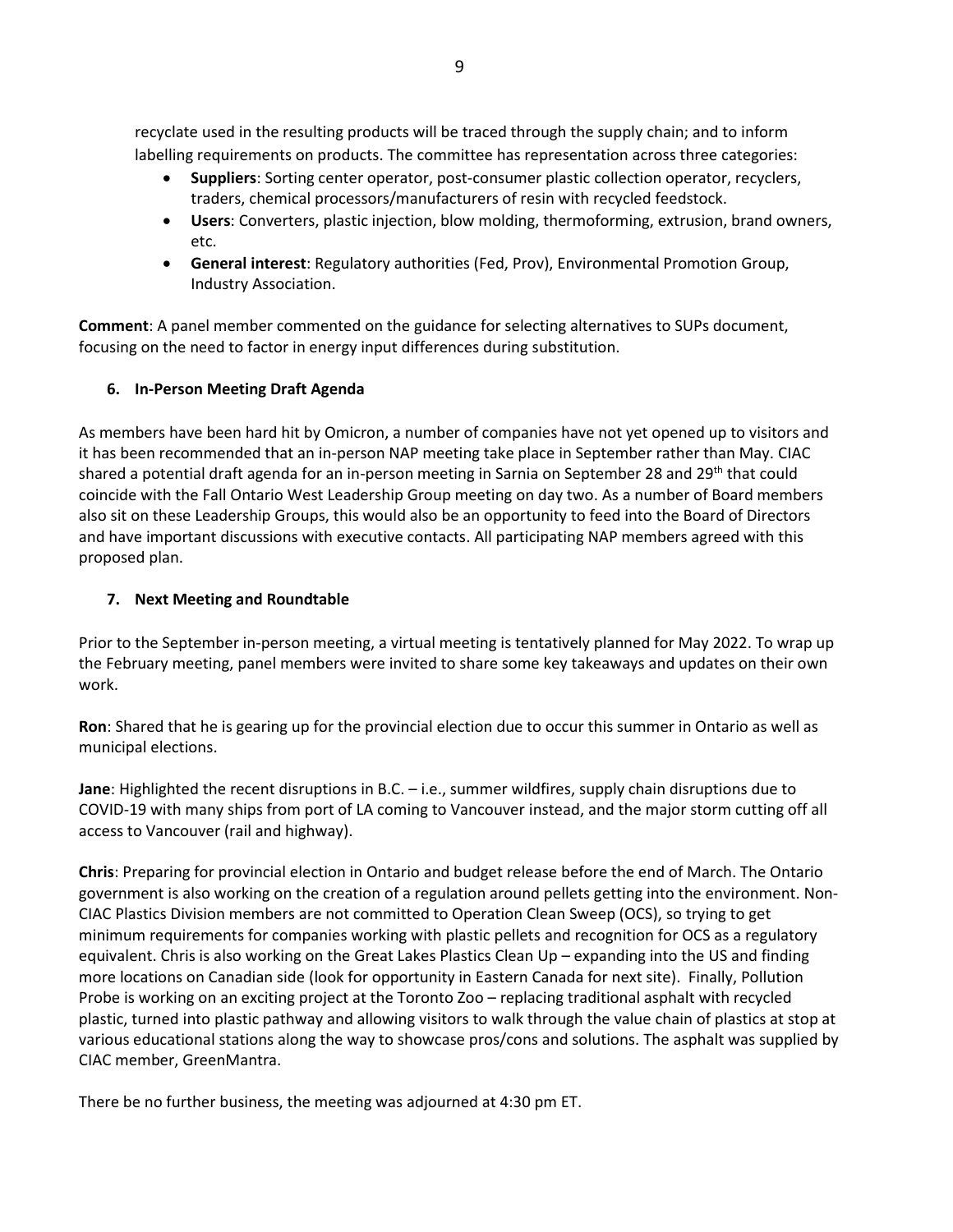recyclate used in the resulting products will be traced through the supply chain; and to inform labelling requirements on products. The committee has representation across three categories:

- **Suppliers**: Sorting center operator, post-consumer plastic collection operator, recyclers, traders, chemical processors/manufacturers of resin with recycled feedstock.
- **Users**: Converters, plastic injection, blow molding, thermoforming, extrusion, brand owners, etc.
- **General interest**: Regulatory authorities (Fed, Prov), Environmental Promotion Group, Industry Association.

**Comment**: A panel member commented on the guidance for selecting alternatives to SUPs document, focusing on the need to factor in energy input differences during substitution.

### 6. In-Person Meeting Draft Agenda

As members have been hard hit by Omicron, a number of companies have not yet opened up to visitors and it has been recommended that an in-person NAP meeting take place in September rather than May. CIAC shared a potential draft agenda for an in-person meeting in Sarnia on September 28 and 29th that could coincide with the Fall Ontario West Leadership Group meeting on day two. As a number of Board members also sit on these Leadership Groups, this would also be an opportunity to feed into the Board of Directors and have important discussions with executive contacts. All participating NAP members agreed with this proposed plan.

### 7. Next Meeting and Roundtable

Prior to the September in-person meeting, a virtual meeting is tentatively planned for May 2022. To wrap up the February meeting, panel members were invited to share some key takeaways and updates on their own work.

**Ron**: Shared that he is gearing up for the provincial election due to occur this summer in Ontario as well as municipal elections.

**Jane**: Highlighted the recent disruptions in B.C. – i.e., summer wildfires, supply chain disruptions due to COVID-19 with many ships from port of LA coming to Vancouver instead, and the major storm cutting off all access to Vancouver (rail and highway).

**Chris**: Preparing for provincial election in Ontario and budget release before the end of March. The Ontario government is also working on the creation of a regulation around pellets getting into the environment. Non-CIAC Plastics Division members are not committed to Operation Clean Sweep (OCS), so trying to get minimum requirements for companies working with plastic pellets and recognition for OCS as a regulatory equivalent. Chris is also working on the Great Lakes Plastics Clean Up – expanding into the US and finding more locations on Canadian side (look for opportunity in Eastern Canada for next site). Finally, Pollution Probe is working on an exciting project at the Toronto Zoo – replacing traditional asphalt with recycled plastic, turned into plastic pathway and allowing visitors to walk through the value chain of plastics at stop at various educational stations along the way to showcase pros/cons and solutions. The asphalt was supplied by CIAC member, GreenMantra.

There be no further business, the meeting was adjourned at 4:30 pm ET.